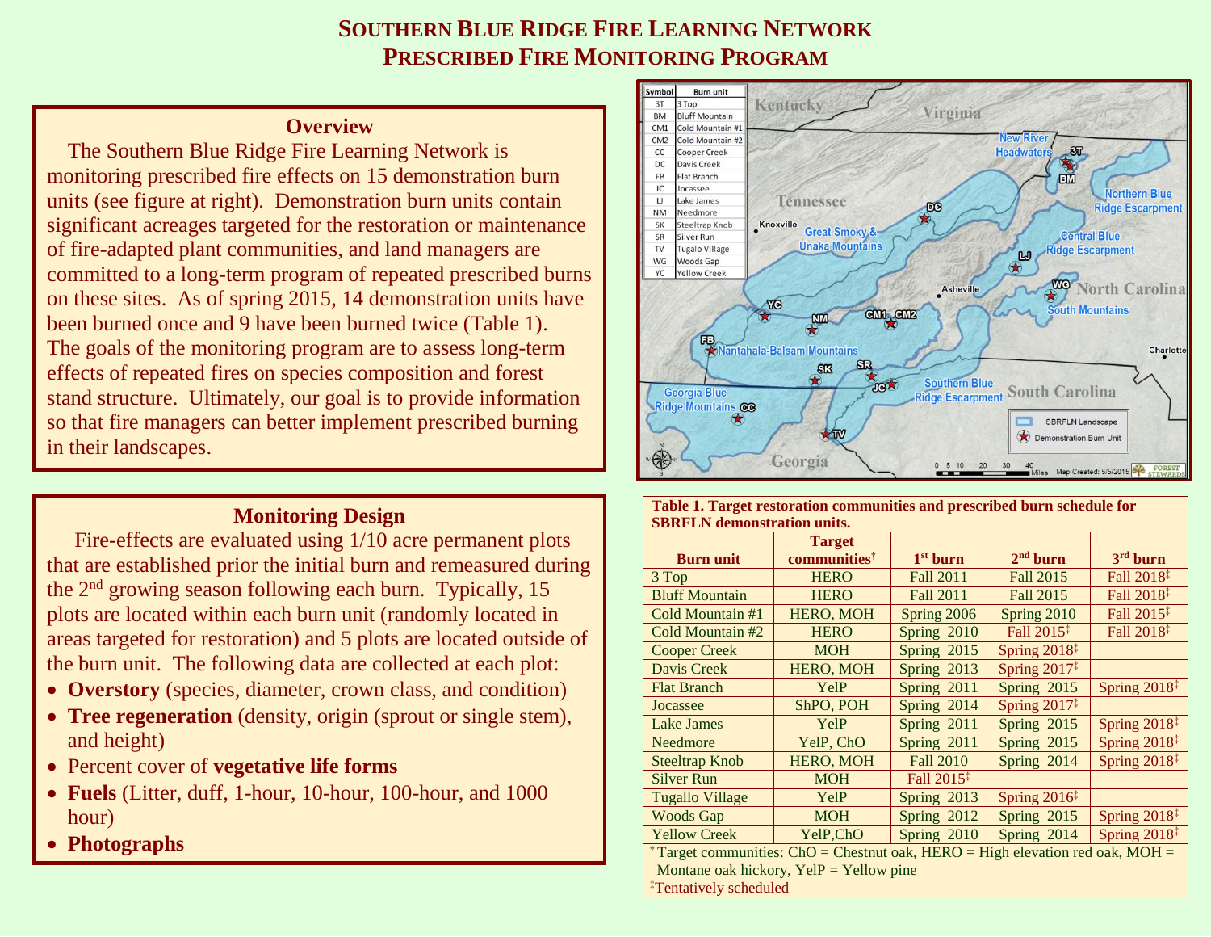# Southern Blue Ridge Fire Learning Network
# Prescribed Fire Monitoring Program

## Overview

The Southern Blue Ridge Fire Learning Network is monitoring prescribed fire effects on 15 demonstration burn units (see figure at right). Demonstration burn units contain significant acreages targeted for the restoration or maintenance of fire-adapted plant communities, and land managers are committed to a long-term program of repeated prescribed burns on these sites. As of spring 2015, 14 demonstration units have been burned once and 9 have been burned twice (Table 1). The goals of the monitoring program are to assess long-term effects of repeated fires on species composition and forest stand structure. Ultimately, our goal is to provide information so that fire managers can better implement prescribed burning in their landscapes.

## Monitoring Design

Fire-effects are evaluated using 1/10 acre permanent plots that are established prior the initial burn and remeasured during the 2nd growing season following each burn. Typically, 15 plots are located within each burn unit (randomly located in areas targeted for restoration) and 5 plots are located outside of the burn unit. The following data are collected at each plot:

- **Overstory** (species, diameter, crown class, and condition)
- **Tree regeneration** (density, origin (sprout or single stem), and height)
- Percent cover of **vegetative life forms**
- **Fuels** (Litter, duff, 1-hour, 10-hour, 100-hour, and 1000 hour)
- **Photographs**

| Symbol | Burn unit |
|---|---|
| 3T | 3 Top |
| BM | Bluff Mountain |
| CM1 | Cold Mountain #1 |
| CM2 | Cold Mountain #2 |
| CC | Cooper Creek |
| DC | Davis Creek |
| FB | Flat Branch |
| JC | Jocassee |
| LJ | Lake James |
| NM | Needmore |
| SK | Steeltrap Knob |
| SR | Silver Run |
| TV | Tugalo Village |
| WG | Woods Gap |
| YC | Yellow Creek |

Map labels: Kentucky, Virginia, Tennessee, North Carolina, South Carolina, Georgia, Knoxville, Asheville, Charlotte, New River Headwaters, Northern Blue Ridge Escarpment, Central Blue Ridge Escarpment, South Mountains, Great Smoky & Unaka Mountains, Nantahala-Balsam Mountains, Georgia Blue Ridge Mountains, Southern Blue Ridge Escarpment. Legend: SBRFLN Landscape; Demonstration Burn Unit. Map Created: 5/5/2015

**Table 1. Target restoration communities and prescribed burn schedule for SBRFLN demonstration units.**

| Burn unit | Target communities† | 1st burn | 2nd burn | 3rd burn |
|---|---|---|---|---|
| 3 Top | HERO | Fall 2011 | Fall 2015 | Fall 2018‡ |
| Bluff Mountain | HERO | Fall 2011 | Fall 2015 | Fall 2018‡ |
| Cold Mountain #1 | HERO, MOH | Spring 2006 | Spring 2010 | Fall 2015‡ |
| Cold Mountain #2 | HERO | Spring 2010 | Fall 2015‡ | Fall 2018‡ |
| Cooper Creek | MOH | Spring 2015 | Spring 2018‡ | |
| Davis Creek | HERO, MOH | Spring 2013 | Spring 2017‡ | |
| Flat Branch | YelP | Spring 2011 | Spring 2015 | Spring 2018‡ |
| Jocassee | ShPO, POH | Spring 2014 | Spring 2017‡ | |
| Lake James | YelP | Spring 2011 | Spring 2015 | Spring 2018‡ |
| Needmore | YelP, ChO | Spring 2011 | Spring 2015 | Spring 2018‡ |
| Steeltrap Knob | HERO, MOH | Fall 2010 | Spring 2014 | Spring 2018‡ |
| Silver Run | MOH | Fall 2015‡ | | |
| Tugallo Village | YelP | Spring 2013 | Spring 2016‡ | |
| Woods Gap | MOH | Spring 2012 | Spring 2015 | Spring 2018‡ |
| Yellow Creek | YelP,ChO | Spring 2010 | Spring 2014 | Spring 2018‡ |

† Target communities: ChO = Chestnut oak, HERO = High elevation red oak, MOH = Montane oak hickory, YelP = Yellow pine

‡ Tentatively scheduled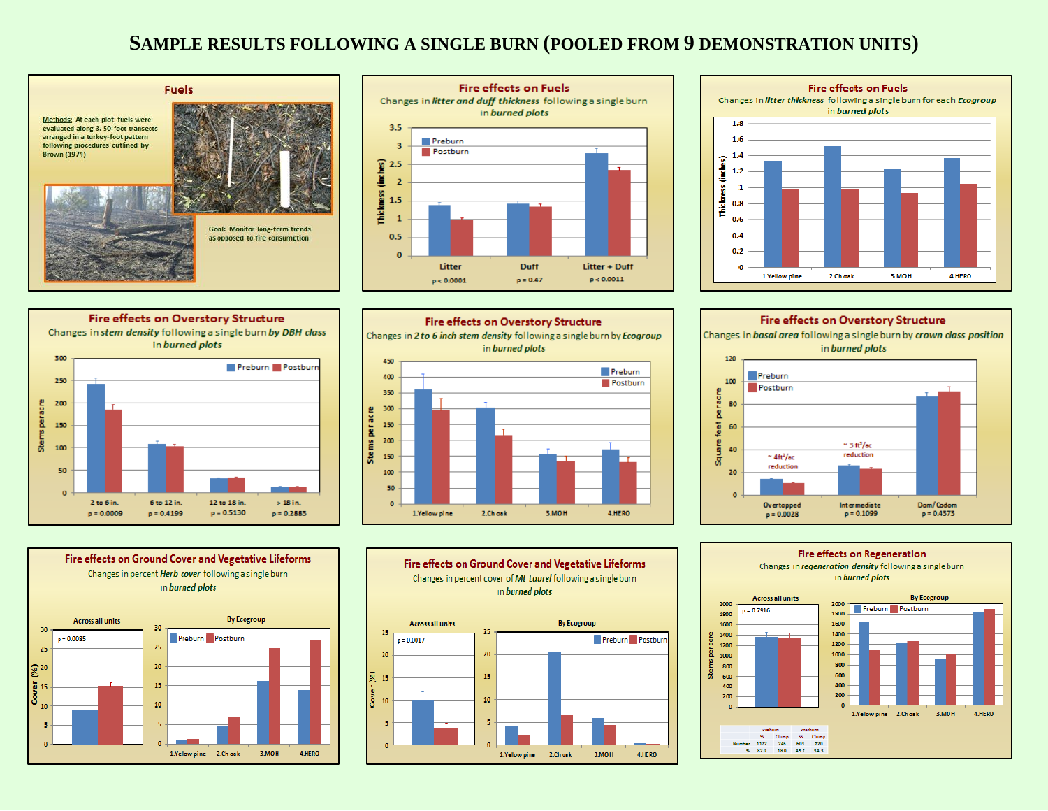# SAMPLE RESULTS FOLLOWING A SINGLE BURN (POOLED FROM 9 DEMONSTRATION UNITS)

## Fuels

Methods: At each plot, fuels were evaluated along 3, 50-foot transects arranged in a turkey-foot pattern following procedures outlined by Brown (1974)

Goal: Monitor long-term trends as opposed to fire consumption

## Fire effects on Fuels

Changes in *litter and duff thickness* following a single burn in *burned plots*

Thickness (inches)

Preburn
Postburn

Litter $p < 0.0001$
Duff $p = 0.47$
Litter + Duff $p < 0.0011$

## Fire effects on Fuels

Changes in *litter thickness* following a single burn for each *Ecogroup* in *burned plots*

Thickness (inches)

1.Yellow pine
2.Choak
3.MOH
4.HERO

## Fire effects on Overstory Structure

Changes in *stem density* following a single burn *by DBH class* in *burned plots*

Stems per acre

Preburn
Postburn

2 to 6 in. $p = 0.0009$
6 to 12 in. $p = 0.4199$
12 to 18 in. $p = 0.5130$
> 18 in. $p = 0.2883$

## Fire effects on Overstory Structure

Changes in *2 to 6 inch stem density* following a single burn by *Ecogroup* in *burned plots*

Stems per acre

Preburn
Postburn

1.Yellow pine
2.Choak
3.MOH
4.HERO

## Fire effects on Overstory Structure

Changes in *basal area* following a single burn by *crown class position* in *burned plots*

Square feet per acre

Preburn
Postburn

~ 4ft²/ac reduction
~ 3 ft²/ac reduction

Overtopped $p = 0.0028$
Intermediate $p = 0.1099$
Dom/Codom $p = 0.4373$

## Fire effects on Ground Cover and Vegetative Lifeforms

Changes in percent *Herb cover* following a single burn in *burned plots*

Across all units

$p = 0.0085$

Cover (%)

By Ecogroup

Preburn
Postburn

1.Yellow pine
2.Choak
3.MOH
4.HERO

## Fire effects on Ground Cover and Vegetative Lifeforms

Changes in percent cover of *Mt Laurel* following a single burn in *burned plots*

Across all units

$p = 0.0017$

Cover (%)

By Ecogroup

Preburn
Postburn

1.Yellow pine
2.Chohoak
3.MOH
4.HERO

## Fire effects on Regeneration

Changes in *regeneration density* following a single burn in *burned plots*

Across all units

$p = 0.7916$

Stems per acre

By Ecogroup

Preburn
Postburn

1.Yellow pine
2.Choak
3.MOH
4.HERO

| | Preburn | | Postburn | |
|---|---|---|---|---|
| | SS | Clump | SS | Clump |
| Number | 1122 | 246 | 605 | 720 |
| % | 82.0 | 18.0 | 45.7 | 54.3 |